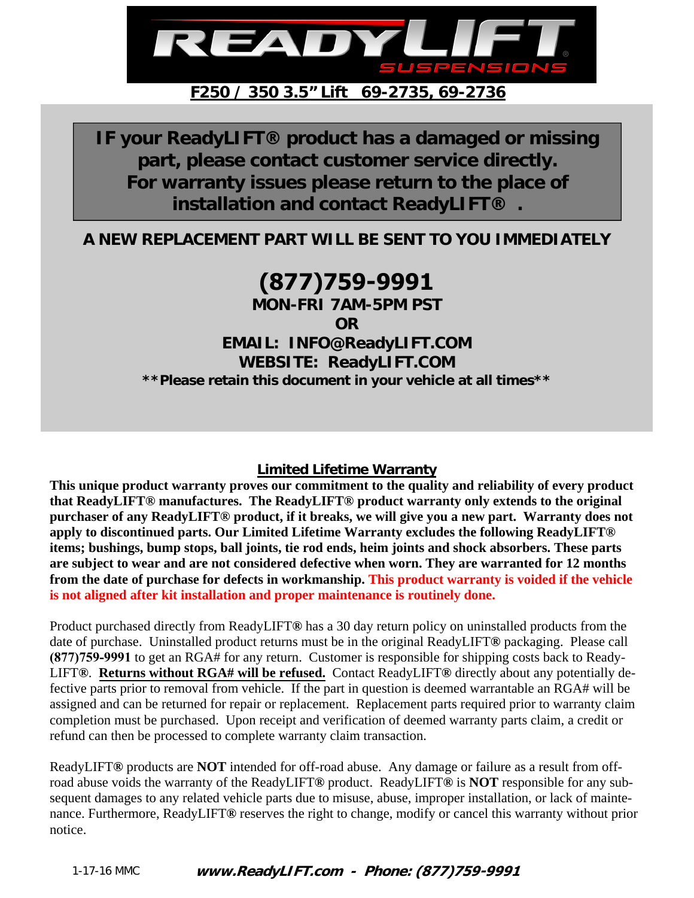# READYLIFT SUSPENSIONS

## F250 / 350 3.5" Lift 69-2735, 69-2736

**IF your ReadyLIFT® product has a damaged or missing part, please contact customer service directly. For warranty issues please return to the place of installation and contact ReadyLIFT® .**

**A NEW REPLACEMENT PART WILL BE SENT TO YOU IMMEDIATELY**

**(877)759-9991**
**MON-FRI 7AM-5PM PST**
**OR**
**EMAIL: INFO@ReadyLIFT.COM**
**WEBSITE: ReadyLIFT.COM**
**\*\*Please retain this document in your vehicle at all times\*\***

### Limited Lifetime Warranty

**This unique product warranty proves our commitment to the quality and reliability of every product that ReadyLIFT® manufactures. The ReadyLIFT® product warranty only extends to the original purchaser of any ReadyLIFT® product, if it breaks, we will give you a new part. Warranty does not apply to discontinued parts. Our Limited Lifetime Warranty excludes the following ReadyLIFT® items; bushings, bump stops, ball joints, tie rod ends, heim joints and shock absorbers. These parts are subject to wear and are not considered defective when worn. They are warranted for 12 months from the date of purchase for defects in workmanship. This product warranty is voided if the vehicle is not aligned after kit installation and proper maintenance is routinely done.**

Product purchased directly from ReadyLIFT® has a 30 day return policy on uninstalled products from the date of purchase. Uninstalled product returns must be in the original ReadyLIFT® packaging. Please call **(877)759-9991** to get an RGA# for any return. Customer is responsible for shipping costs back to ReadyLIFT®. **Returns without RGA# will be refused.** Contact ReadyLIFT® directly about any potentially defective parts prior to removal from vehicle. If the part in question is deemed warrantable an RGA# will be assigned and can be returned for repair or replacement. Replacement parts required prior to warranty claim completion must be purchased. Upon receipt and verification of deemed warranty parts claim, a credit or refund can then be processed to complete warranty claim transaction.

ReadyLIFT® products are **NOT** intended for off-road abuse. Any damage or failure as a result from off-road abuse voids the warranty of the ReadyLIFT® product. ReadyLIFT® is **NOT** responsible for any subsequent damages to any related vehicle parts due to misuse, abuse, improper installation, or lack of maintenance. Furthermore, ReadyLIFT® reserves the right to change, modify or cancel this warranty without prior notice.

1-17-16 MMC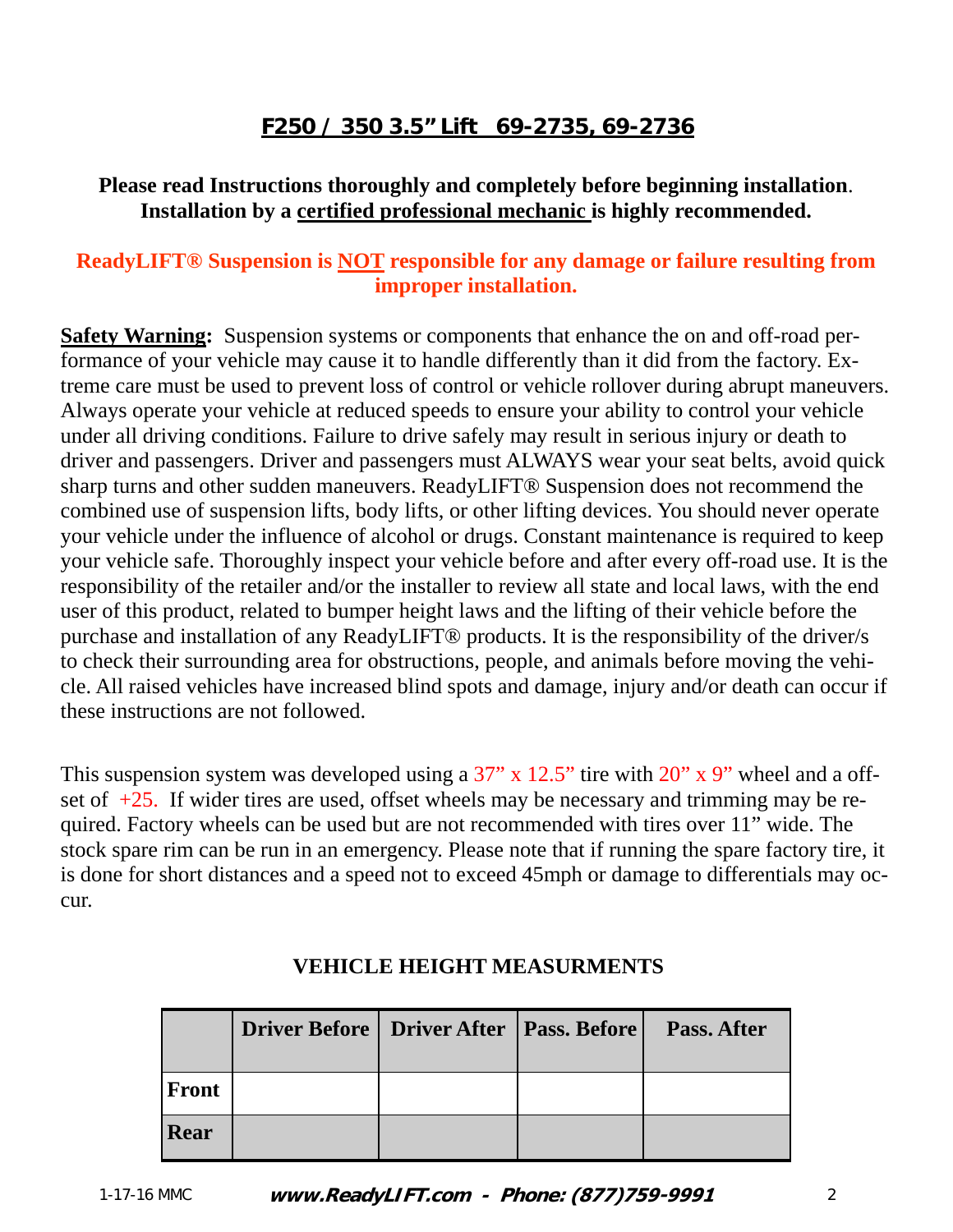# F250 / 350 3.5" Lift 69-2735, 69-2736

**Please read Instructions thoroughly and completely before beginning installation. Installation by a certified professional mechanic is highly recommended.**

**ReadyLIFT® Suspension is NOT responsible for any damage or failure resulting from improper installation.**

**Safety Warning:** Suspension systems or components that enhance the on and off-road performance of your vehicle may cause it to handle differently than it did from the factory. Extreme care must be used to prevent loss of control or vehicle rollover during abrupt maneuvers. Always operate your vehicle at reduced speeds to ensure your ability to control your vehicle under all driving conditions. Failure to drive safely may result in serious injury or death to driver and passengers. Driver and passengers must ALWAYS wear your seat belts, avoid quick sharp turns and other sudden maneuvers. ReadyLIFT® Suspension does not recommend the combined use of suspension lifts, body lifts, or other lifting devices. You should never operate your vehicle under the influence of alcohol or drugs. Constant maintenance is required to keep your vehicle safe. Thoroughly inspect your vehicle before and after every off-road use. It is the responsibility of the retailer and/or the installer to review all state and local laws, with the end user of this product, related to bumper height laws and the lifting of their vehicle before the purchase and installation of any ReadyLIFT® products. It is the responsibility of the driver/s to check their surrounding area for obstructions, people, and animals before moving the vehicle. All raised vehicles have increased blind spots and damage, injury and/or death can occur if these instructions are not followed.

This suspension system was developed using a 37" x 12.5" tire with 20" x 9" wheel and a offset of +25. If wider tires are used, offset wheels may be necessary and trimming may be required. Factory wheels can be used but are not recommended with tires over 11" wide. The stock spare rim can be run in an emergency. Please note that if running the spare factory tire, it is done for short distances and a speed not to exceed 45mph or damage to differentials may occur.

**VEHICLE HEIGHT MEASURMENTS**

| | Driver Before | Driver After | Pass. Before | Pass. After |
|---|---|---|---|---|
| **Front** | | | | |
| **Rear** | | | | |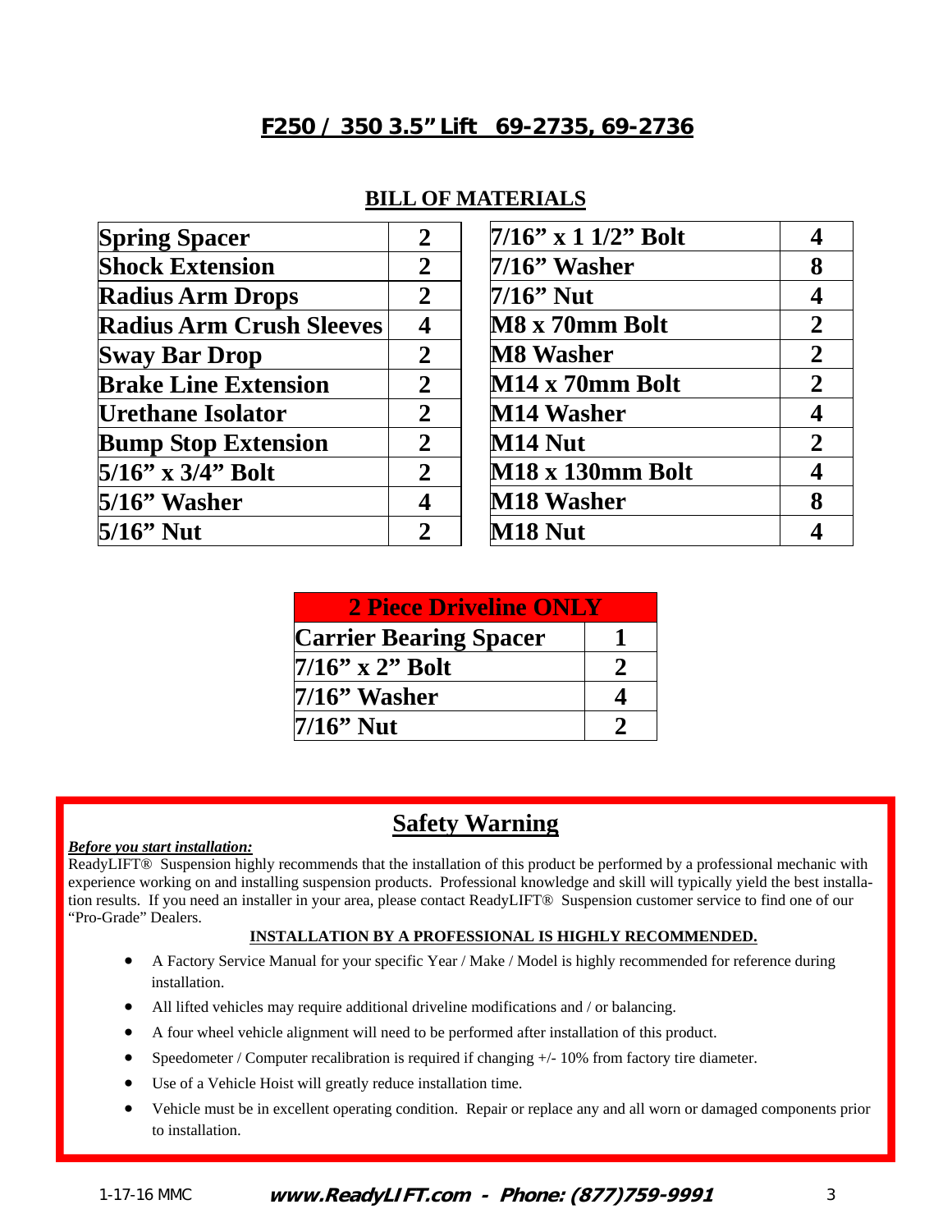# F250 / 350 3.5" Lift 69-2735, 69-2736

## BILL OF MATERIALS

| Item | Qty |
|---|---|
| Spring Spacer | 2 |
| Shock Extension | 2 |
| Radius Arm Drops | 2 |
| Radius Arm Crush Sleeves | 4 |
| Sway Bar Drop | 2 |
| Brake Line Extension | 2 |
| Urethane Isolator | 2 |
| Bump Stop Extension | 2 |
| 5/16" x 3/4" Bolt | 2 |
| 5/16" Washer | 4 |
| 5/16" Nut | 2 |

| Item | Qty |
|---|---|
| 7/16" x 1 1/2" Bolt | 4 |
| 7/16" Washer | 8 |
| 7/16" Nut | 4 |
| M8 x 70mm Bolt | 2 |
| M8 Washer | 2 |
| M14 x 70mm Bolt | 2 |
| M14 Washer | 4 |
| M14 Nut | 2 |
| M18 x 130mm Bolt | 4 |
| M18 Washer | 8 |
| M18 Nut | 4 |

| 2 Piece Driveline ONLY | |
|---|---|
| Carrier Bearing Spacer | 1 |
| 7/16" x 2" Bolt | 2 |
| 7/16" Washer | 4 |
| 7/16" Nut | 2 |

## Safety Warning

***Before you start installation:***

ReadyLIFT® Suspension highly recommends that the installation of this product be performed by a professional mechanic with experience working on and installing suspension products. Professional knowledge and skill will typically yield the best installation results. If you need an installer in your area, please contact ReadyLIFT® Suspension customer service to find one of our "Pro-Grade" Dealers.

**INSTALLATION BY A PROFESSIONAL IS HIGHLY RECOMMENDED.**

- A Factory Service Manual for your specific Year / Make / Model is highly recommended for reference during installation.
- All lifted vehicles may require additional driveline modifications and / or balancing.
- A four wheel vehicle alignment will need to be performed after installation of this product.
- Speedometer / Computer recalibration is required if changing +/- 10% from factory tire diameter.
- Use of a Vehicle Hoist will greatly reduce installation time.
- Vehicle must be in excellent operating condition. Repair or replace any and all worn or damaged components prior to installation.

1-17-16 MMC **www.ReadyLIFT.com - Phone: (877)759-9991**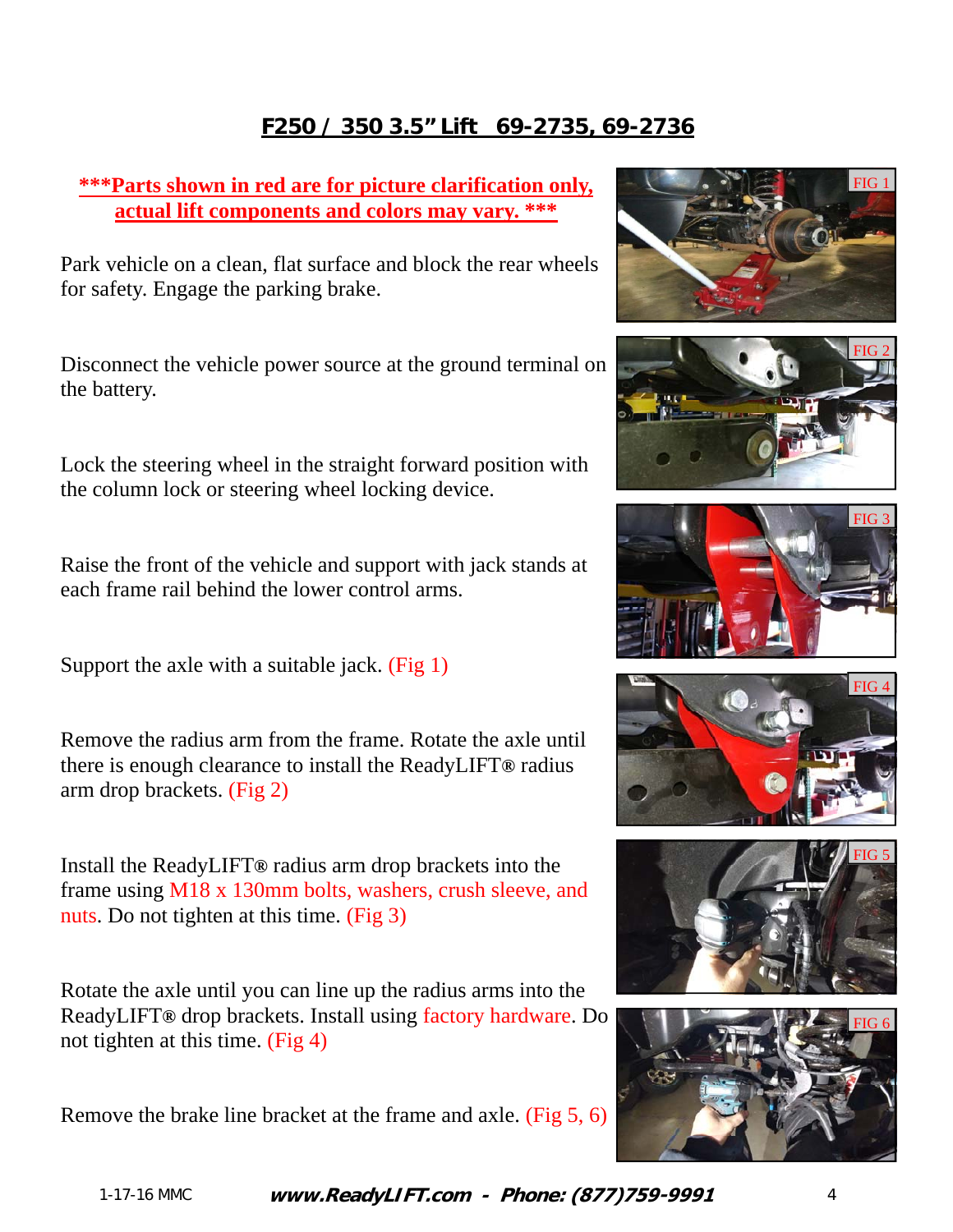# F250 / 350 3.5" Lift 69-2735, 69-2736

**\*\*\*Parts shown in red are for picture clarification only, actual lift components and colors may vary. \*\*\***

Park vehicle on a clean, flat surface and block the rear wheels for safety. Engage the parking brake.

Disconnect the vehicle power source at the ground terminal on the battery.

Lock the steering wheel in the straight forward position with the column lock or steering wheel locking device.

Raise the front of the vehicle and support with jack stands at each frame rail behind the lower control arms.

Support the axle with a suitable jack. (Fig 1)

Remove the radius arm from the frame. Rotate the axle until there is enough clearance to install the ReadyLIFT® radius arm drop brackets. (Fig 2)

Install the ReadyLIFT® radius arm drop brackets into the frame using M18 x 130mm bolts, washers, crush sleeve, and nuts. Do not tighten at this time. (Fig 3)

Rotate the axle until you can line up the radius arms into the ReadyLIFT® drop brackets. Install using factory hardware. Do not tighten at this time. (Fig 4)

Remove the brake line bracket at the frame and axle. (Fig 5, 6)

FIG 1

FIG 2

FIG 3

FIG 4

FIG 5

FIG 6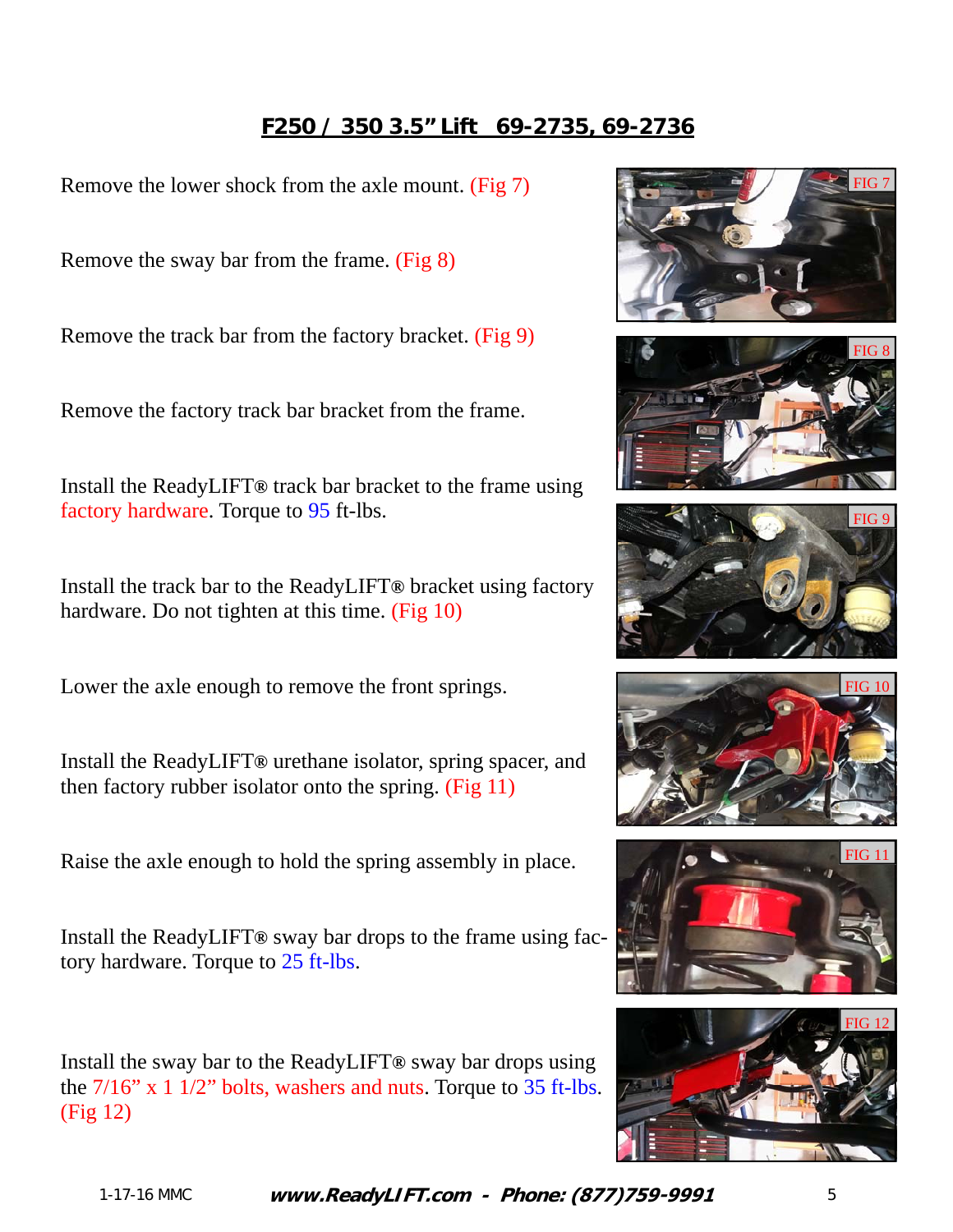## F250 / 350 3.5" Lift 69-2735, 69-2736

Remove the lower shock from the axle mount. (Fig 7)

Remove the sway bar from the frame. (Fig 8)

Remove the track bar from the factory bracket. (Fig 9)

Remove the factory track bar bracket from the frame.

Install the ReadyLIFT® track bar bracket to the frame using factory hardware. Torque to 95 ft-lbs.

Install the track bar to the ReadyLIFT® bracket using factory hardware. Do not tighten at this time. (Fig 10)

Lower the axle enough to remove the front springs.

Install the ReadyLIFT® urethane isolator, spring spacer, and then factory rubber isolator onto the spring. (Fig 11)

Raise the axle enough to hold the spring assembly in place.

Install the ReadyLIFT® sway bar drops to the frame using factory hardware. Torque to 25 ft-lbs.

Install the sway bar to the ReadyLIFT® sway bar drops using the 7/16" x 1 1/2" bolts, washers and nuts. Torque to 35 ft-lbs. (Fig 12)

FIG 7

FIG 8

FIG 9

FIG 10

FIG 11

FIG 12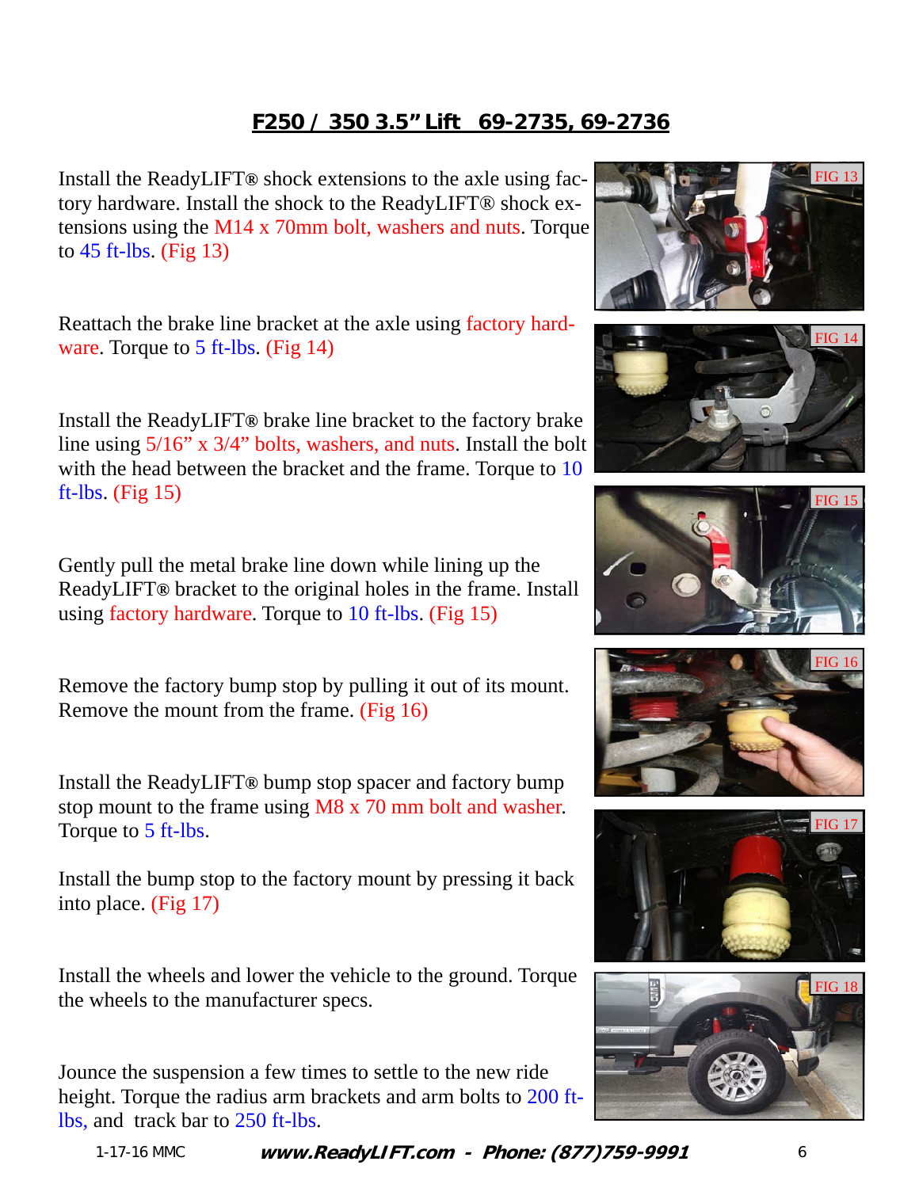## F250 / 350 3.5" Lift 69-2735, 69-2736

Install the ReadyLIFT® shock extensions to the axle using factory hardware. Install the shock to the ReadyLIFT® shock extensions using the M14 x 70mm bolt, washers and nuts. Torque to 45 ft-lbs. (Fig 13)

Reattach the brake line bracket at the axle using factory hardware. Torque to 5 ft-lbs. (Fig 14)

Install the ReadyLIFT® brake line bracket to the factory brake line using 5/16" x 3/4" bolts, washers, and nuts. Install the bolt with the head between the bracket and the frame. Torque to 10 ft-lbs. (Fig 15)

Gently pull the metal brake line down while lining up the ReadyLIFT® bracket to the original holes in the frame. Install using factory hardware. Torque to 10 ft-lbs. (Fig 15)

Remove the factory bump stop by pulling it out of its mount. Remove the mount from the frame. (Fig 16)

Install the ReadyLIFT® bump stop spacer and factory bump stop mount to the frame using M8 x 70 mm bolt and washer. Torque to 5 ft-lbs.

Install the bump stop to the factory mount by pressing it back into place. (Fig 17)

Install the wheels and lower the vehicle to the ground. Torque the wheels to the manufacturer specs.

Jounce the suspension a few times to settle to the new ride height. Torque the radius arm brackets and arm bolts to 200 ft-lbs, and track bar to 250 ft-lbs.

FIG 13

FIG 14

FIG 15

FIG 16

FIG 17

FIG 18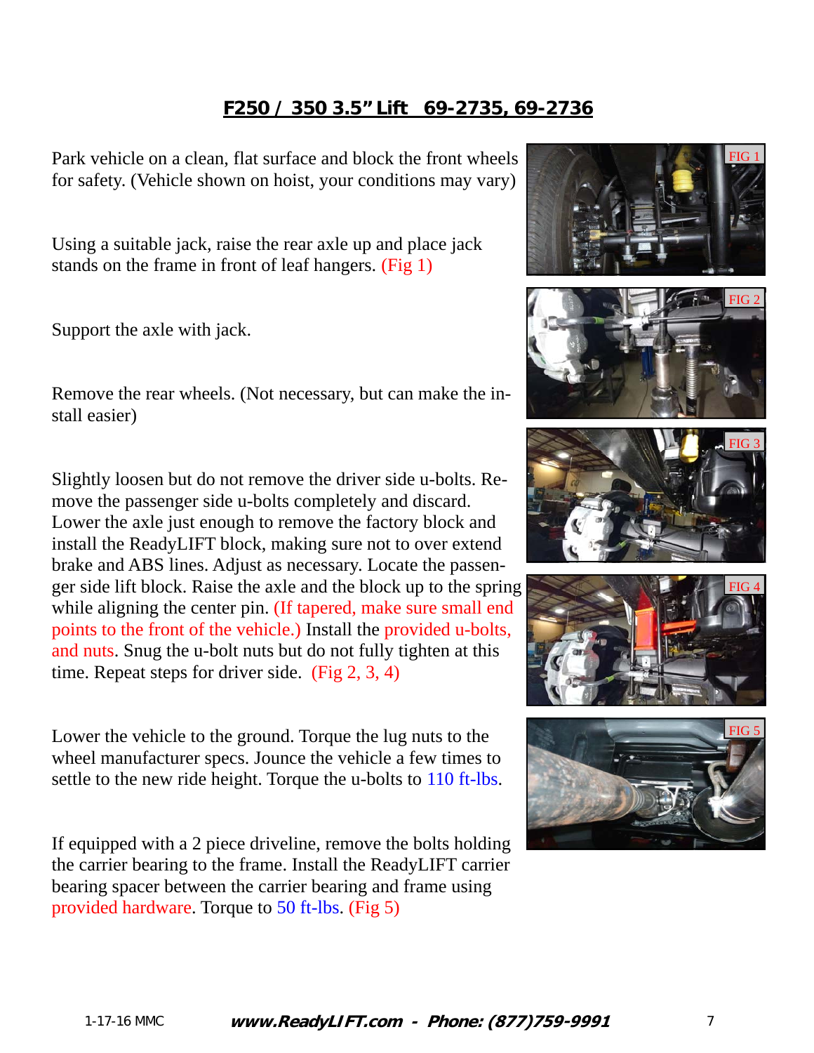## F250 / 350 3.5" Lift 69-2735, 69-2736

Park vehicle on a clean, flat surface and block the front wheels for safety. (Vehicle shown on hoist, your conditions may vary)

Using a suitable jack, raise the rear axle up and place jack stands on the frame in front of leaf hangers. (Fig 1)

Support the axle with jack.

Remove the rear wheels. (Not necessary, but can make the install easier)

Slightly loosen but do not remove the driver side u-bolts. Remove the passenger side u-bolts completely and discard. Lower the axle just enough to remove the factory block and install the ReadyLIFT block, making sure not to over extend brake and ABS lines. Adjust as necessary. Locate the passenger side lift block. Raise the axle and the block up to the spring while aligning the center pin. (If tapered, make sure small end points to the front of the vehicle.) Install the provided u-bolts, and nuts. Snug the u-bolt nuts but do not fully tighten at this time. Repeat steps for driver side. (Fig 2, 3, 4)

Lower the vehicle to the ground. Torque the lug nuts to the wheel manufacturer specs. Jounce the vehicle a few times to settle to the new ride height. Torque the u-bolts to 110 ft-lbs.

If equipped with a 2 piece driveline, remove the bolts holding the carrier bearing to the frame. Install the ReadyLIFT carrier bearing spacer between the carrier bearing and frame using provided hardware. Torque to 50 ft-lbs. (Fig 5)

FIG 1

FIG 2

FIG 3

FIG 4

FIG 5

1-17-16 MMC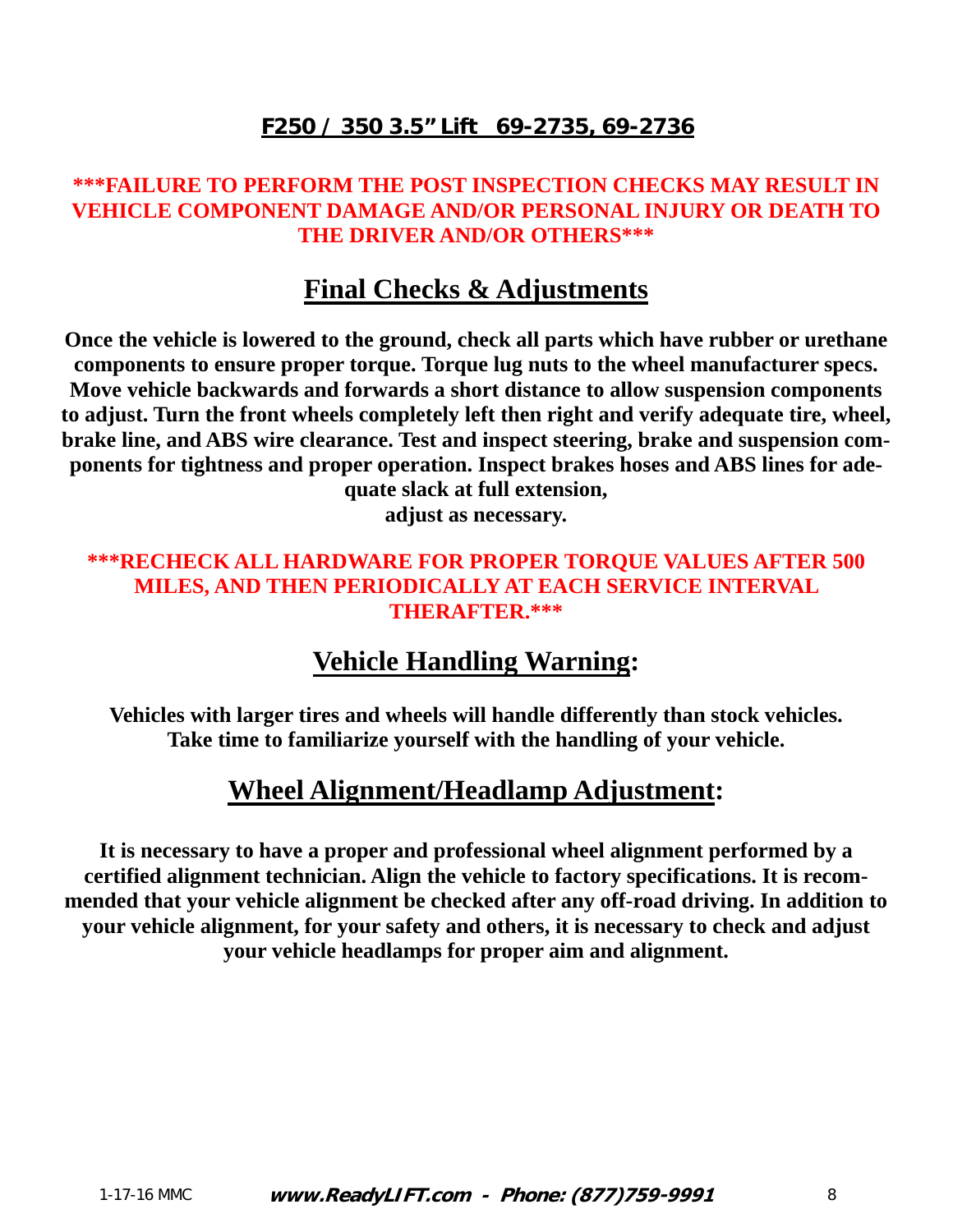## F250 / 350 3.5" Lift 69-2735, 69-2736

**\*\*\*FAILURE TO PERFORM THE POST INSPECTION CHECKS MAY RESULT IN VEHICLE COMPONENT DAMAGE AND/OR PERSONAL INJURY OR DEATH TO THE DRIVER AND/OR OTHERS\*\*\***

## Final Checks & Adjustments

**Once the vehicle is lowered to the ground, check all parts which have rubber or urethane components to ensure proper torque. Torque lug nuts to the wheel manufacturer specs. Move vehicle backwards and forwards a short distance to allow suspension components to adjust. Turn the front wheels completely left then right and verify adequate tire, wheel, brake line, and ABS wire clearance. Test and inspect steering, brake and suspension components for tightness and proper operation. Inspect brakes hoses and ABS lines for adequate slack at full extension, adjust as necessary.**

**\*\*\*RECHECK ALL HARDWARE FOR PROPER TORQUE VALUES AFTER 500 MILES, AND THEN PERIODICALLY AT EACH SERVICE INTERVAL THERAFTER.\*\*\***

## Vehicle Handling Warning:

**Vehicles with larger tires and wheels will handle differently than stock vehicles. Take time to familiarize yourself with the handling of your vehicle.**

## Wheel Alignment/Headlamp Adjustment:

**It is necessary to have a proper and professional wheel alignment performed by a certified alignment technician. Align the vehicle to factory specifications. It is recommended that your vehicle alignment be checked after any off-road driving. In addition to your vehicle alignment, for your safety and others, it is necessary to check and adjust your vehicle headlamps for proper aim and alignment.**